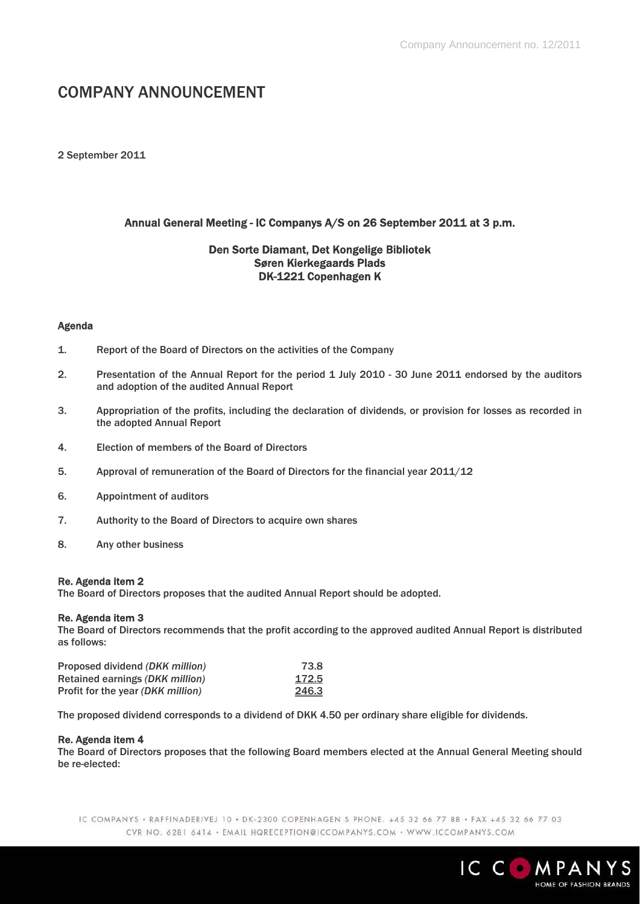# COMPANY ANNOUNCEMENT

2 September 2011

### Annual General Meeting - IC Companys A/S on 26 September 2011 at 3 p.m.

**Den Sorte Diamant, Det Kongelige Bibliotek**
**Søren Kierkegaards Plads**
**DK-1221 Copenhagen K**

#### Agenda

1. Report of the Board of Directors on the activities of the Company
2. Presentation of the Annual Report for the period 1 July 2010 - 30 June 2011 endorsed by the auditors and adoption of the audited Annual Report
3. Appropriation of the profits, including the declaration of dividends, or provision for losses as recorded in the adopted Annual Report
4. Election of members of the Board of Directors
5. Approval of remuneration of the Board of Directors for the financial year 2011/12
6. Appointment of auditors
7. Authority to the Board of Directors to acquire own shares
8. Any other business

**Re. Agenda item 2**

The Board of Directors proposes that the audited Annual Report should be adopted.

**Re. Agenda item 3**

The Board of Directors recommends that the profit according to the approved audited Annual Report is distributed as follows:

| | |
|---|---|
| Proposed dividend *(DKK million)* | 73.8 |
| Retained earnings *(DKK million)* | 172.5 |
| Profit for the year *(DKK million)* | 246.3 |

The proposed dividend corresponds to a dividend of DKK 4.50 per ordinary share eligible for dividends.

**Re. Agenda item 4**

The Board of Directors proposes that the following Board members elected at the Annual General Meeting should be re-elected: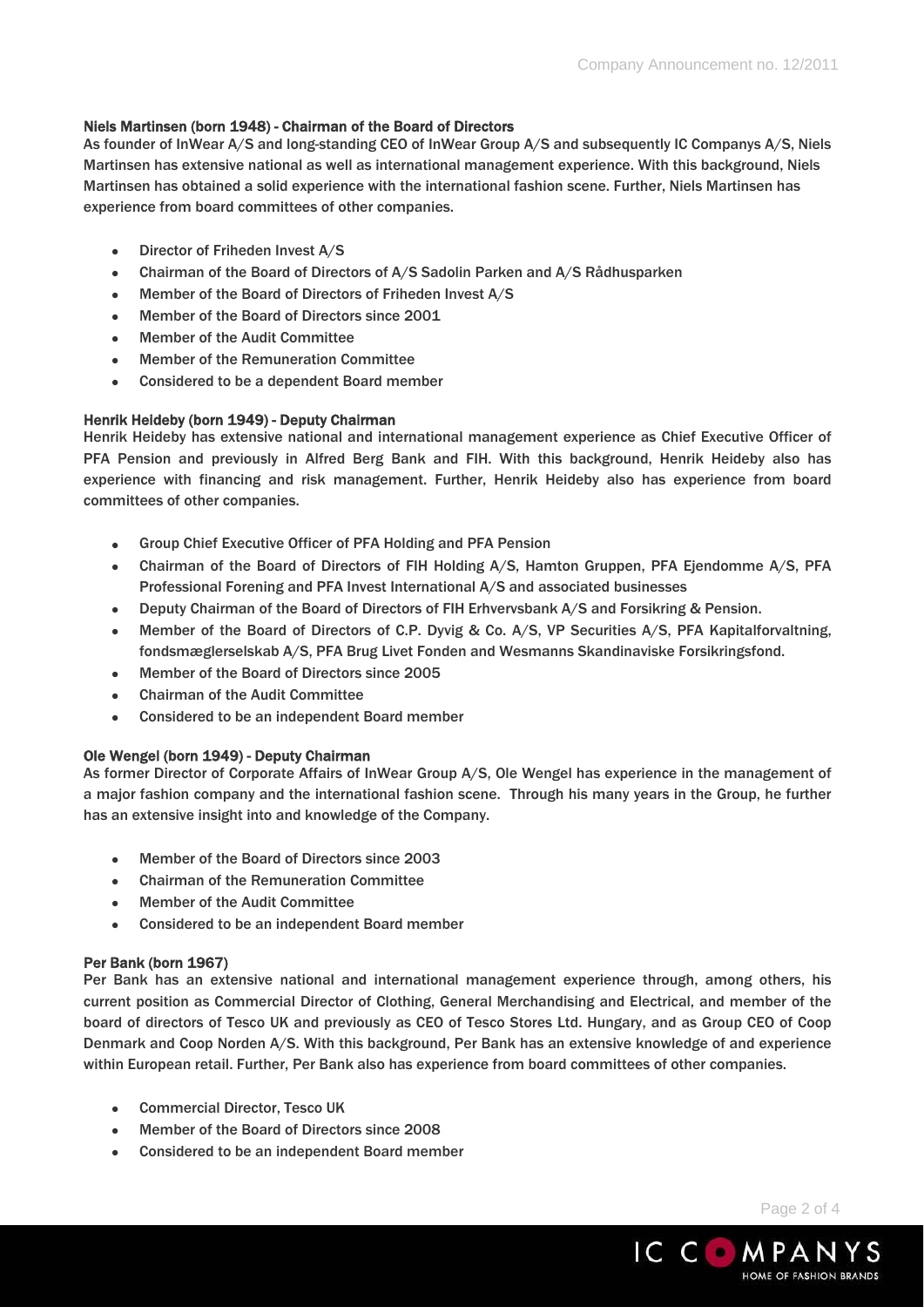**Niels Martinsen (born 1948) - Chairman of the Board of Directors**

As founder of InWear A/S and long-standing CEO of InWear Group A/S and subsequently IC Companys A/S, Niels Martinsen has extensive national as well as international management experience. With this background, Niels Martinsen has obtained a solid experience with the international fashion scene. Further, Niels Martinsen has experience from board committees of other companies.

- Director of Friheden Invest A/S
- Chairman of the Board of Directors of A/S Sadolin Parken and A/S Rådhusparken
- Member of the Board of Directors of Friheden Invest A/S
- Member of the Board of Directors since 2001
- Member of the Audit Committee
- Member of the Remuneration Committee
- Considered to be a dependent Board member

**Henrik Heideby (born 1949) - Deputy Chairman**

Henrik Heideby has extensive national and international management experience as Chief Executive Officer of PFA Pension and previously in Alfred Berg Bank and FIH. With this background, Henrik Heideby also has experience with financing and risk management. Further, Henrik Heideby also has experience from board committees of other companies.

- Group Chief Executive Officer of PFA Holding and PFA Pension
- Chairman of the Board of Directors of FIH Holding A/S, Hamton Gruppen, PFA Ejendomme A/S, PFA Professional Forening and PFA Invest International A/S and associated businesses
- Deputy Chairman of the Board of Directors of FIH Erhvervsbank A/S and Forsikring & Pension.
- Member of the Board of Directors of C.P. Dyvig & Co. A/S, VP Securities A/S, PFA Kapitalforvaltning, fondsmæglerselskab A/S, PFA Brug Livet Fonden and Wesmanns Skandinaviske Forsikringsfond.
- Member of the Board of Directors since 2005
- Chairman of the Audit Committee
- Considered to be an independent Board member

**Ole Wengel (born 1949) - Deputy Chairman**

As former Director of Corporate Affairs of InWear Group A/S, Ole Wengel has experience in the management of a major fashion company and the international fashion scene. Through his many years in the Group, he further has an extensive insight into and knowledge of the Company.

- Member of the Board of Directors since 2003
- Chairman of the Remuneration Committee
- Member of the Audit Committee
- Considered to be an independent Board member

**Per Bank (born 1967)**

Per Bank has an extensive national and international management experience through, among others, his current position as Commercial Director of Clothing, General Merchandising and Electrical, and member of the board of directors of Tesco UK and previously as CEO of Tesco Stores Ltd. Hungary, and as Group CEO of Coop Denmark and Coop Norden A/S. With this background, Per Bank has an extensive knowledge of and experience within European retail. Further, Per Bank also has experience from board committees of other companies.

- Commercial Director, Tesco UK
- Member of the Board of Directors since 2008
- Considered to be an independent Board member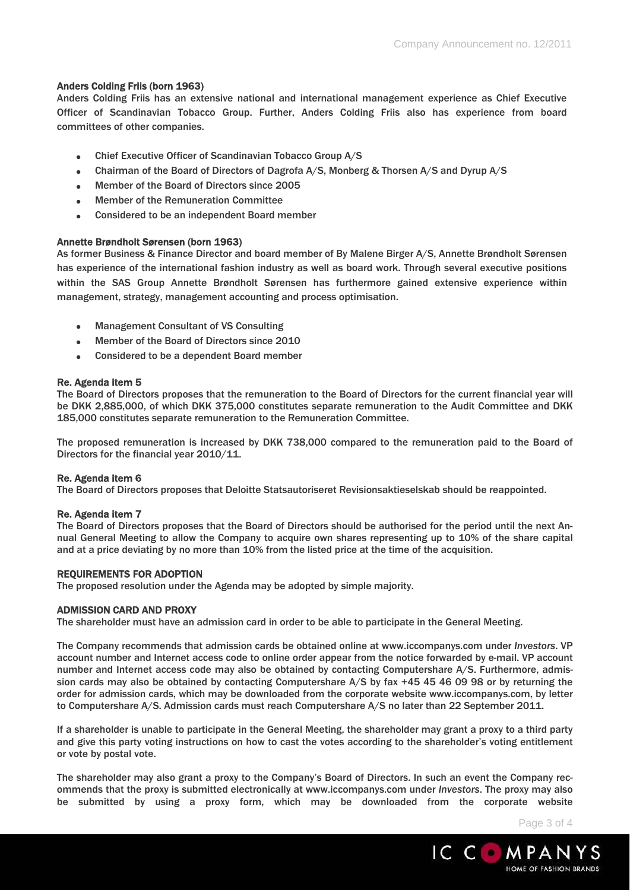### Anders Colding Friis (born 1963)

Anders Colding Friis has an extensive national and international management experience as Chief Executive Officer of Scandinavian Tobacco Group. Further, Anders Colding Friis also has experience from board committees of other companies.

- Chief Executive Officer of Scandinavian Tobacco Group A/S
- Chairman of the Board of Directors of Dagrofa A/S, Monberg & Thorsen A/S and Dyrup A/S
- Member of the Board of Directors since 2005
- Member of the Remuneration Committee
- Considered to be an independent Board member

### Annette Brøndholt Sørensen (born 1963)

As former Business & Finance Director and board member of By Malene Birger A/S, Annette Brøndholt Sørensen has experience of the international fashion industry as well as board work. Through several executive positions within the SAS Group Annette Brøndholt Sørensen has furthermore gained extensive experience within management, strategy, management accounting and process optimisation.

- Management Consultant of VS Consulting
- Member of the Board of Directors since 2010
- Considered to be a dependent Board member

### Re. Agenda item 5

The Board of Directors proposes that the remuneration to the Board of Directors for the current financial year will be DKK 2,885,000, of which DKK 375,000 constitutes separate remuneration to the Audit Committee and DKK 185,000 constitutes separate remuneration to the Remuneration Committee.

The proposed remuneration is increased by DKK 738,000 compared to the remuneration paid to the Board of Directors for the financial year 2010/11.

### Re. Agenda item 6

The Board of Directors proposes that Deloitte Statsautoriseret Revisionsaktieselskab should be reappointed.

### Re. Agenda item 7

The Board of Directors proposes that the Board of Directors should be authorised for the period until the next Annual General Meeting to allow the Company to acquire own shares representing up to 10% of the share capital and at a price deviating by no more than 10% from the listed price at the time of the acquisition.

### REQUIREMENTS FOR ADOPTION

The proposed resolution under the Agenda may be adopted by simple majority.

### ADMISSION CARD AND PROXY

The shareholder must have an admission card in order to be able to participate in the General Meeting.

The Company recommends that admission cards be obtained online at www.iccompanys.com under *Investors*. VP account number and Internet access code to online order appear from the notice forwarded by e-mail. VP account number and Internet access code may also be obtained by contacting Computershare A/S. Furthermore, admission cards may also be obtained by contacting Computershare A/S by fax +45 45 46 09 98 or by returning the order for admission cards, which may be downloaded from the corporate website www.iccompanys.com, by letter to Computershare A/S. Admission cards must reach Computershare A/S no later than 22 September 2011.

If a shareholder is unable to participate in the General Meeting, the shareholder may grant a proxy to a third party and give this party voting instructions on how to cast the votes according to the shareholder's voting entitlement or vote by postal vote.

The shareholder may also grant a proxy to the Company's Board of Directors. In such an event the Company recommends that the proxy is submitted electronically at www.iccompanys.com under *Investors*. The proxy may also be submitted by using a proxy form, which may be downloaded from the corporate website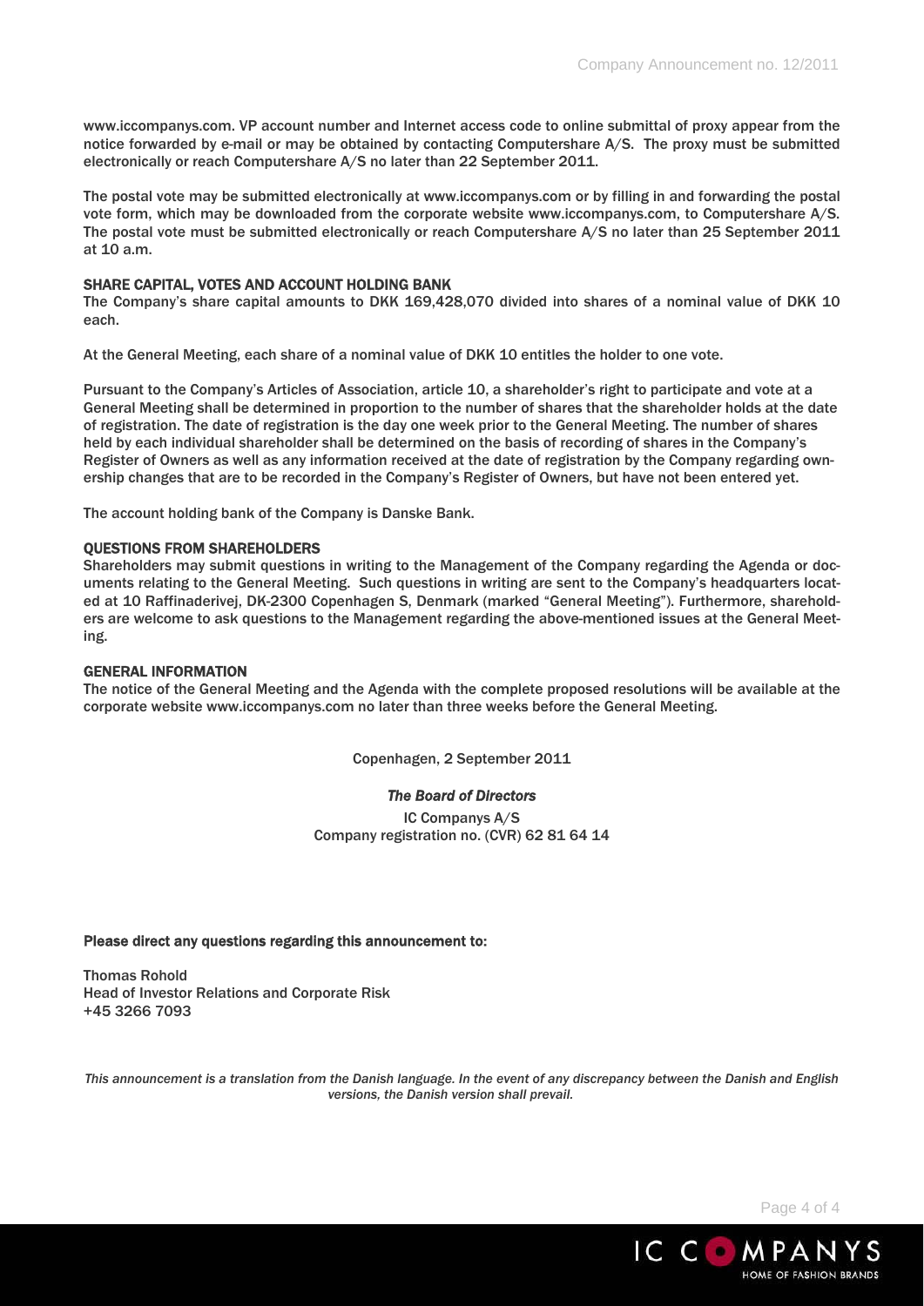www.iccompanys.com. VP account number and Internet access code to online submittal of proxy appear from the notice forwarded by e-mail or may be obtained by contacting Computershare A/S. The proxy must be submitted electronically or reach Computershare A/S no later than 22 September 2011.

The postal vote may be submitted electronically at www.iccompanys.com or by filling in and forwarding the postal vote form, which may be downloaded from the corporate website www.iccompanys.com, to Computershare A/S. The postal vote must be submitted electronically or reach Computershare A/S no later than 25 September 2011 at 10 a.m.

### SHARE CAPITAL, VOTES AND ACCOUNT HOLDING BANK

The Company's share capital amounts to DKK 169,428,070 divided into shares of a nominal value of DKK 10 each.

At the General Meeting, each share of a nominal value of DKK 10 entitles the holder to one vote.

Pursuant to the Company's Articles of Association, article 10, a shareholder's right to participate and vote at a General Meeting shall be determined in proportion to the number of shares that the shareholder holds at the date of registration. The date of registration is the day one week prior to the General Meeting. The number of shares held by each individual shareholder shall be determined on the basis of recording of shares in the Company's Register of Owners as well as any information received at the date of registration by the Company regarding ownership changes that are to be recorded in the Company's Register of Owners, but have not been entered yet.

The account holding bank of the Company is Danske Bank.

### QUESTIONS FROM SHAREHOLDERS

Shareholders may submit questions in writing to the Management of the Company regarding the Agenda or documents relating to the General Meeting. Such questions in writing are sent to the Company's headquarters located at 10 Raffinaderivej, DK-2300 Copenhagen S, Denmark (marked "General Meeting"). Furthermore, shareholders are welcome to ask questions to the Management regarding the above-mentioned issues at the General Meeting.

### GENERAL INFORMATION

The notice of the General Meeting and the Agenda with the complete proposed resolutions will be available at the corporate website www.iccompanys.com no later than three weeks before the General Meeting.

Copenhagen, 2 September 2011

***The Board of Directors***

IC Companys A/S
Company registration no. (CVR) 62 81 64 14

**Please direct any questions regarding this announcement to:**

Thomas Rohold
Head of Investor Relations and Corporate Risk
+45 3266 7093

*This announcement is a translation from the Danish language. In the event of any discrepancy between the Danish and English versions, the Danish version shall prevail.*